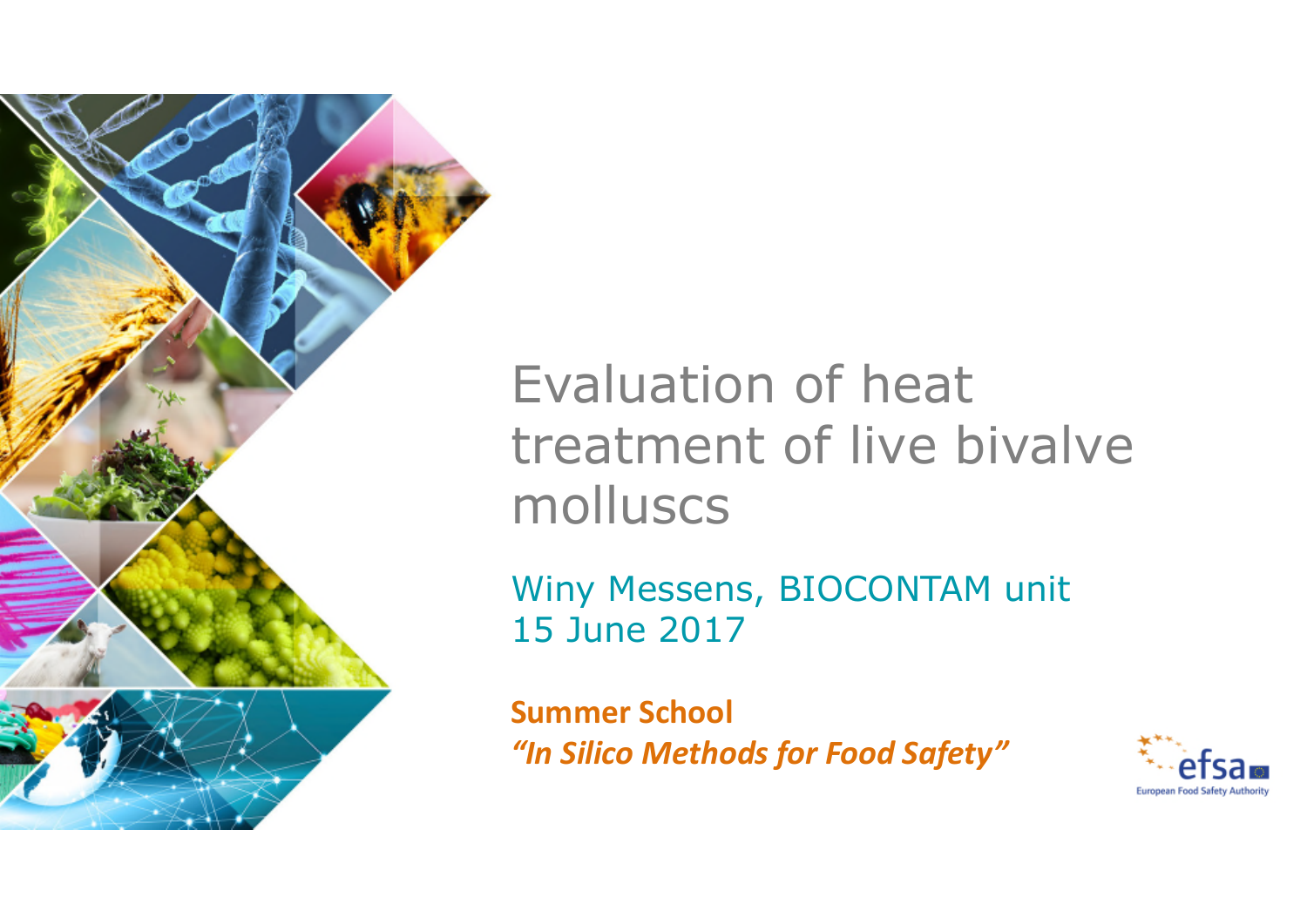# Evaluation of heat treatment of live bivalve molluscs

Winy Messens, BIOCONTAM unit
15 June 2017

**Summer School**
***"In Silico Methods for Food Safety"***

efsa
European Food Safety Authority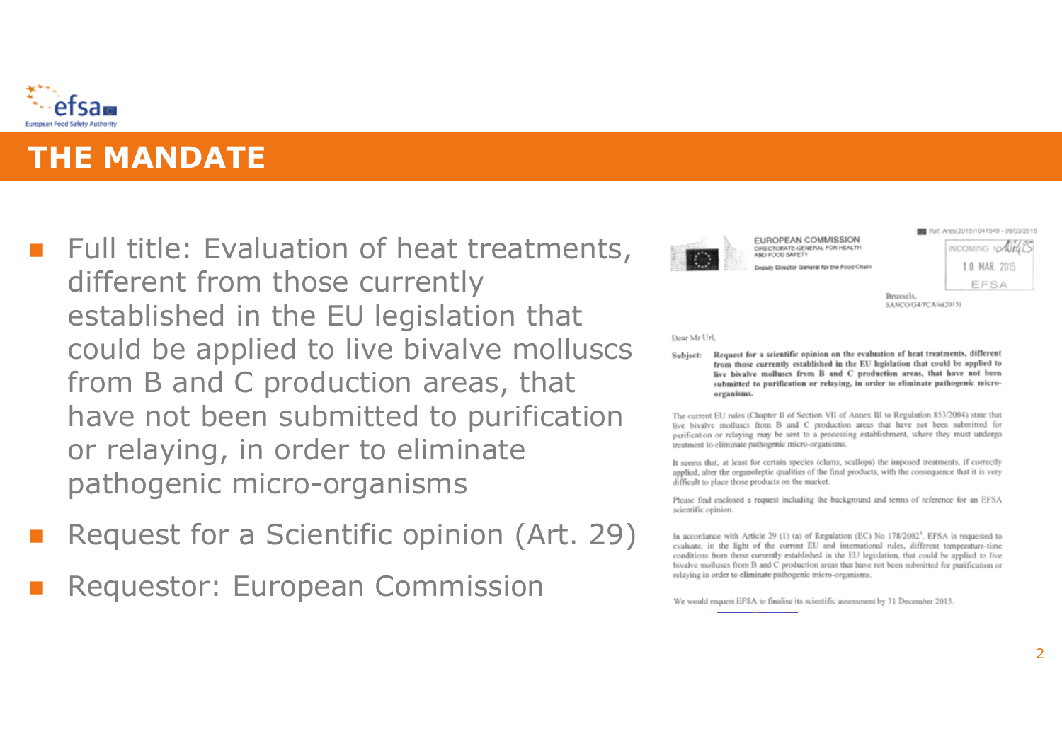# THE MANDATE

- Full title: Evaluation of heat treatments, different from those currently established in the EU legislation that could be applied to live bivalve molluscs from B and C production areas, that have not been submitted to purification or relaying, in order to eliminate pathogenic micro-organisms
- Request for a Scientific opinion (Art. 29)
- Requestor: European Commission

EUROPEAN COMMISSION
DIRECTORATE-GENERAL FOR HEALTH AND FOOD SAFETY
Deputy Director General for the Food Chain

Ref. Ares(2015)1041549 - 09/03/2015

INCOMING 10 MAR 2015 EFSA

Brussels,
SANCO/G4/PCA/is(2015)

Dear Mr Url,

**Subject: Request for a scientific opinion on the evaluation of heat treatments, different from those currently established in the EU legislation that could be applied to live bivalve molluscs from B and C production areas, that have not been submitted to purification or relaying, in order to eliminate pathogenic micro-organisms.**

The current EU rules (Chapter II of Section VII of Annex III to Regulation 853/2004) state that live bivalve molluscs from B and C production areas that have not been submitted for purification or relaying may be sent to a processing establishment, where they must undergo treatment to eliminate pathogenic micro-organisms.

It seems that, at least for certain species (clams, scallops) the imposed treatments, if correctly applied, alter the organoleptic qualities of the final products, with the consequence that it is very difficult to place those products on the market.

Please find enclosed a request including the background and terms of reference for an EFSA scientific opinion.

In accordance with Article 29 (1) (a) of Regulation (EC) No 178/2002[1], EFSA is requested to evaluate, in the light of the current EU and international rules, different temperature-time conditions from those currently established in the EU legislation, that could be applied to live bivalve molluscs from B and C production areas that have not been submitted for purification or relaying in order to eliminate pathogenic micro-organisms.

We would request EFSA to finalise its scientific assessment by 31 December 2015.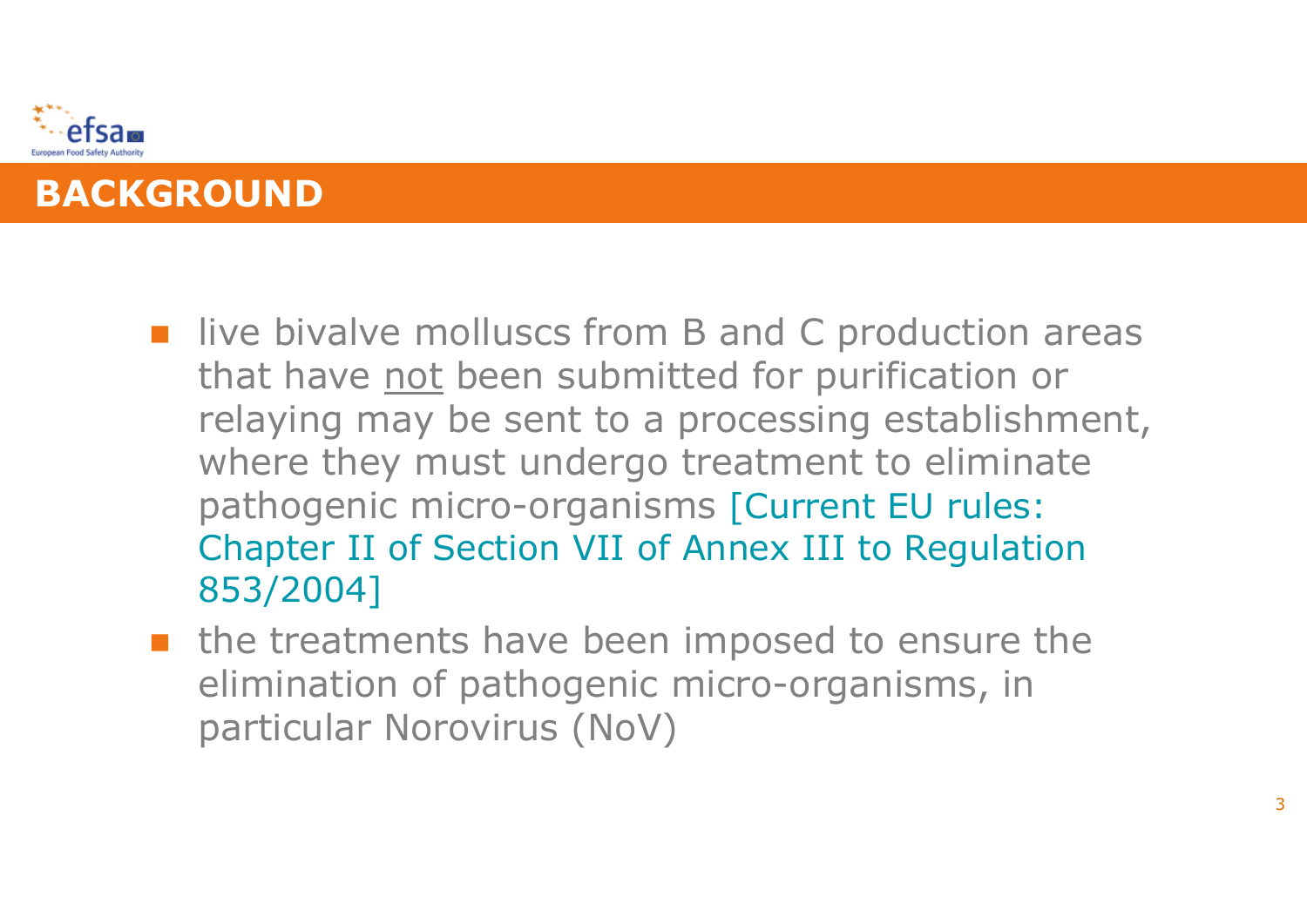## BACKGROUND

- live bivalve molluscs from B and C production areas that have <u>not</u> been submitted for purification or relaying may be sent to a processing establishment, where they must undergo treatment to eliminate pathogenic micro-organisms [Current EU rules: Chapter II of Section VII of Annex III to Regulation 853/2004]
- the treatments have been imposed to ensure the elimination of pathogenic micro-organisms, in particular Norovirus (NoV)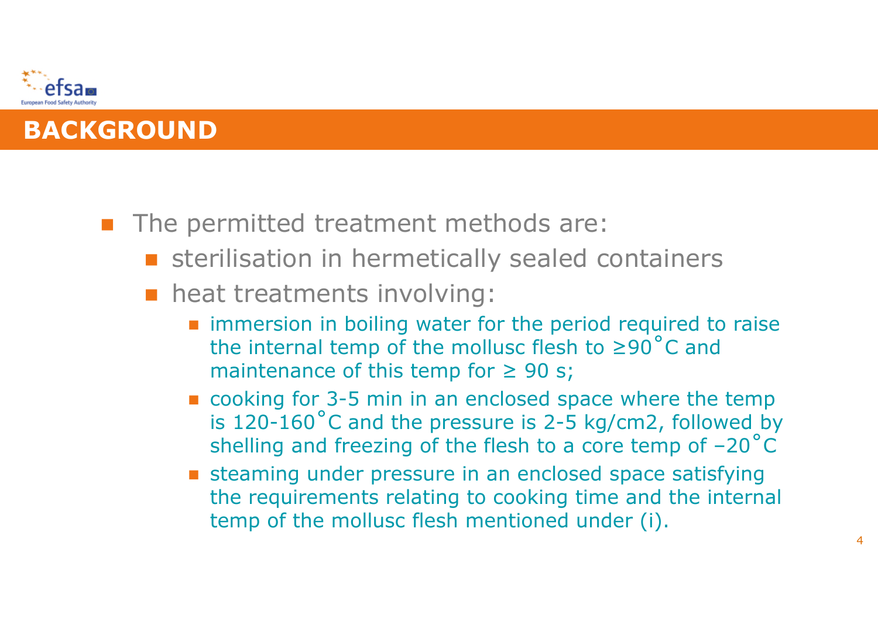## BACKGROUND

- The permitted treatment methods are:
  - sterilisation in hermetically sealed containers
  - heat treatments involving:
    - immersion in boiling water for the period required to raise the internal temp of the mollusc flesh to ≥90˚C and maintenance of this temp for ≥ 90 s;
    - cooking for 3-5 min in an enclosed space where the temp is 120-160˚C and the pressure is 2-5 kg/cm2, followed by shelling and freezing of the flesh to a core temp of –20˚C
    - steaming under pressure in an enclosed space satisfying the requirements relating to cooking time and the internal temp of the mollusc flesh mentioned under (i).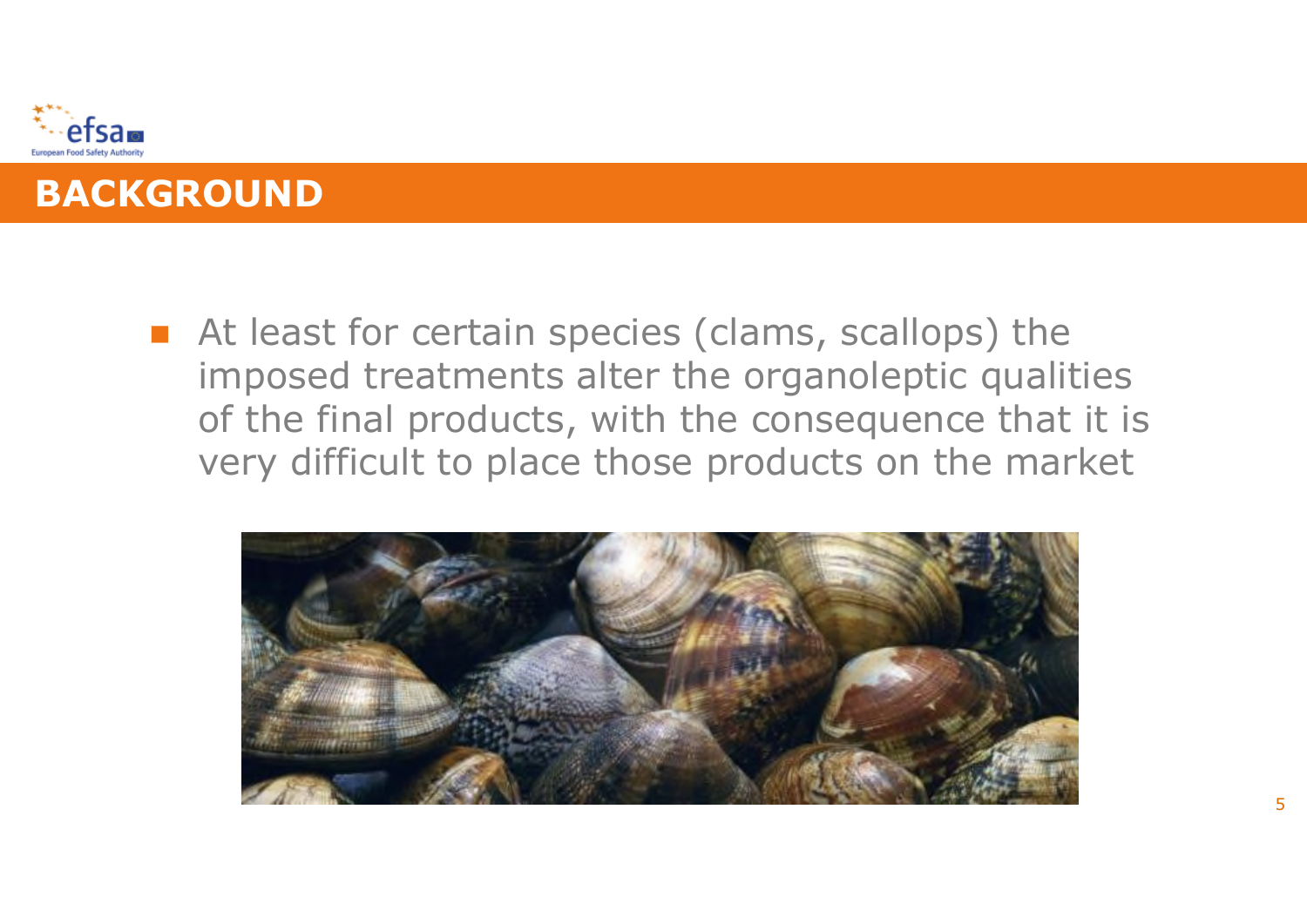## BACKGROUND

- At least for certain species (clams, scallops) the imposed treatments alter the organoleptic qualities of the final products, with the consequence that it is very difficult to place those products on the market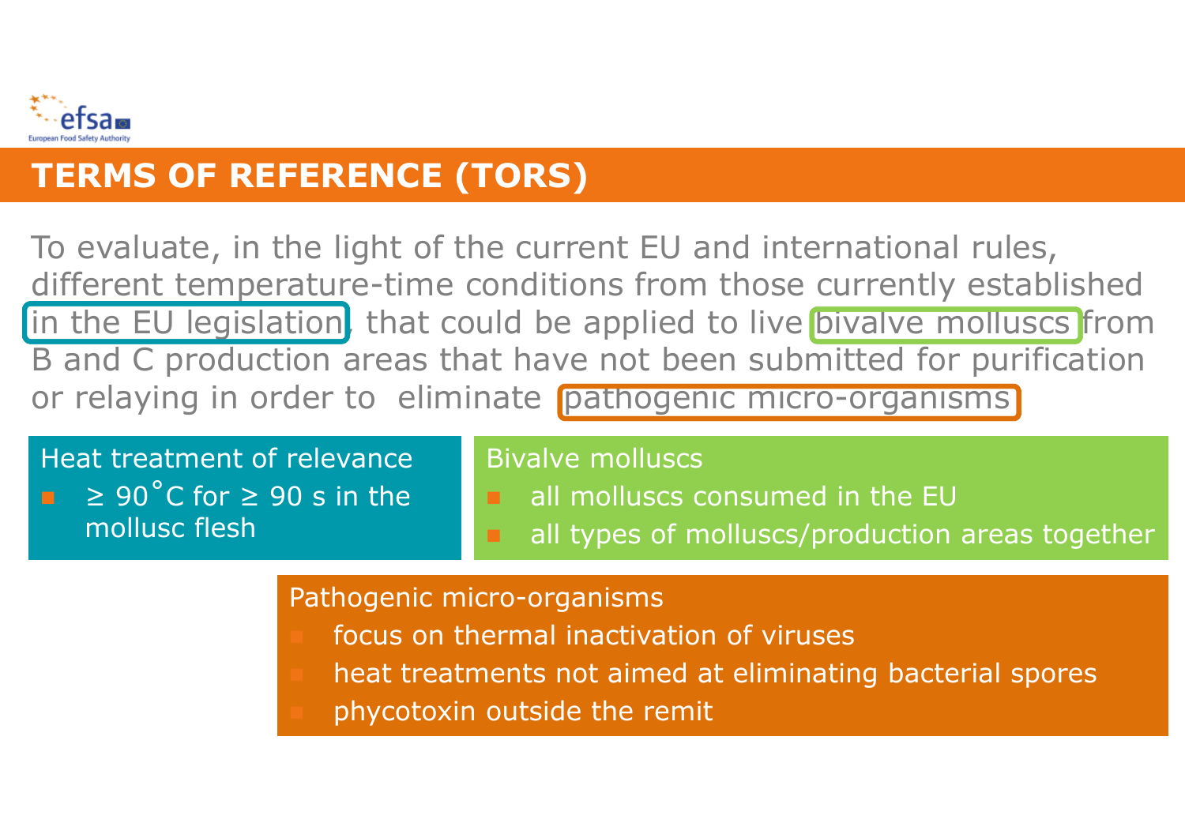## TERMS OF REFERENCE (TORS)

To evaluate, in the light of the current EU and international rules, different temperature-time conditions from those currently established in the EU legislation, that could be applied to live bivalve molluscs from B and C production areas that have not been submitted for purification or relaying in order to eliminate pathogenic micro-organisms

**Heat treatment of relevance**

- ≥ 90 °C for ≥ 90 s in the mollusc flesh

**Bivalve molluscs**

- all molluscs consumed in the EU
- all types of molluscs/production areas together

**Pathogenic micro-organisms**

- focus on thermal inactivation of viruses
- heat treatments not aimed at eliminating bacterial spores
- phycotoxin outside the remit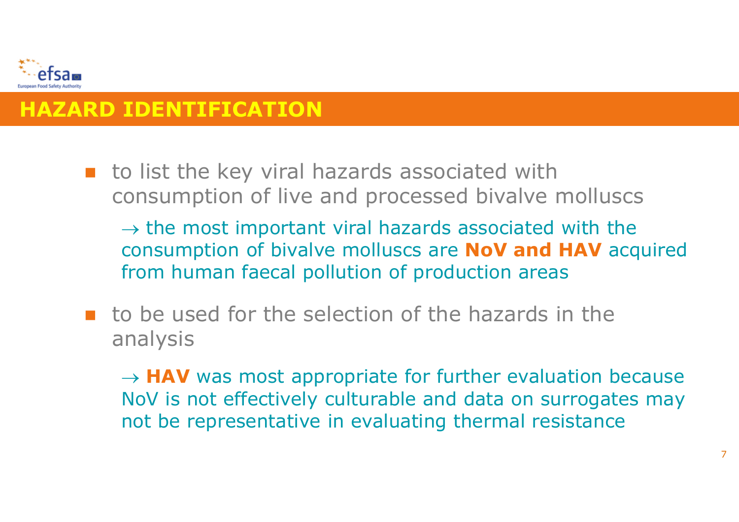## HAZARD IDENTIFICATION

- to list the key viral hazards associated with consumption of live and processed bivalve molluscs

  → the most important viral hazards associated with the consumption of bivalve molluscs are **NoV and HAV** acquired from human faecal pollution of production areas

- to be used for the selection of the hazards in the analysis

  → **HAV** was most appropriate for further evaluation because NoV is not effectively culturable and data on surrogates may not be representative in evaluating thermal resistance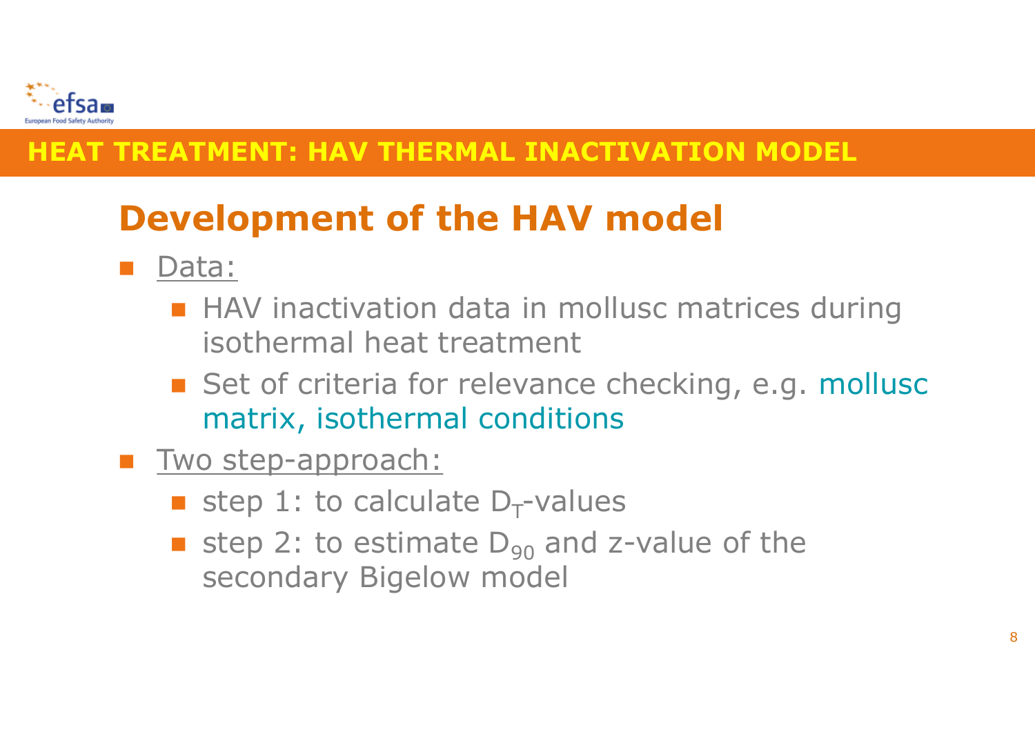## HEAT TREATMENT: HAV THERMAL INACTIVATION MODEL

# Development of the HAV model

- Data:
  - HAV inactivation data in mollusc matrices during isothermal heat treatment
  - Set of criteria for relevance checking, e.g. mollusc matrix, isothermal conditions
- Two step-approach:
  - step 1: to calculate $D_T$-values
  - step 2: to estimate $D_{90}$ and z-value of the secondary Bigelow model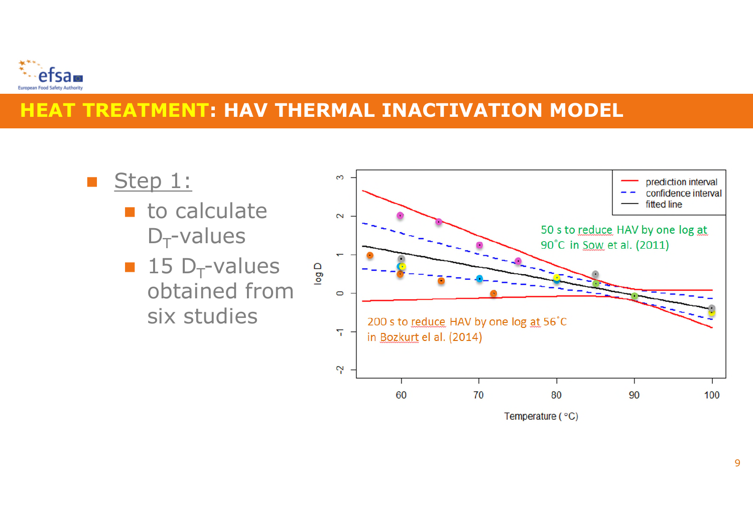# HEAT TREATMENT: HAV THERMAL INACTIVATION MODEL

- Step 1:
  - to calculate $D_T$-values
  - 15 $D_T$-values obtained from six studies

prediction interval
confidence interval
fitted line

50 s to reduce HAV by one log at 90˚C in Sow et al. (2011)

200 s to reduce HAV by one log at 56˚C in Bozkurt el al. (2014)

log D

Temperature ( °C)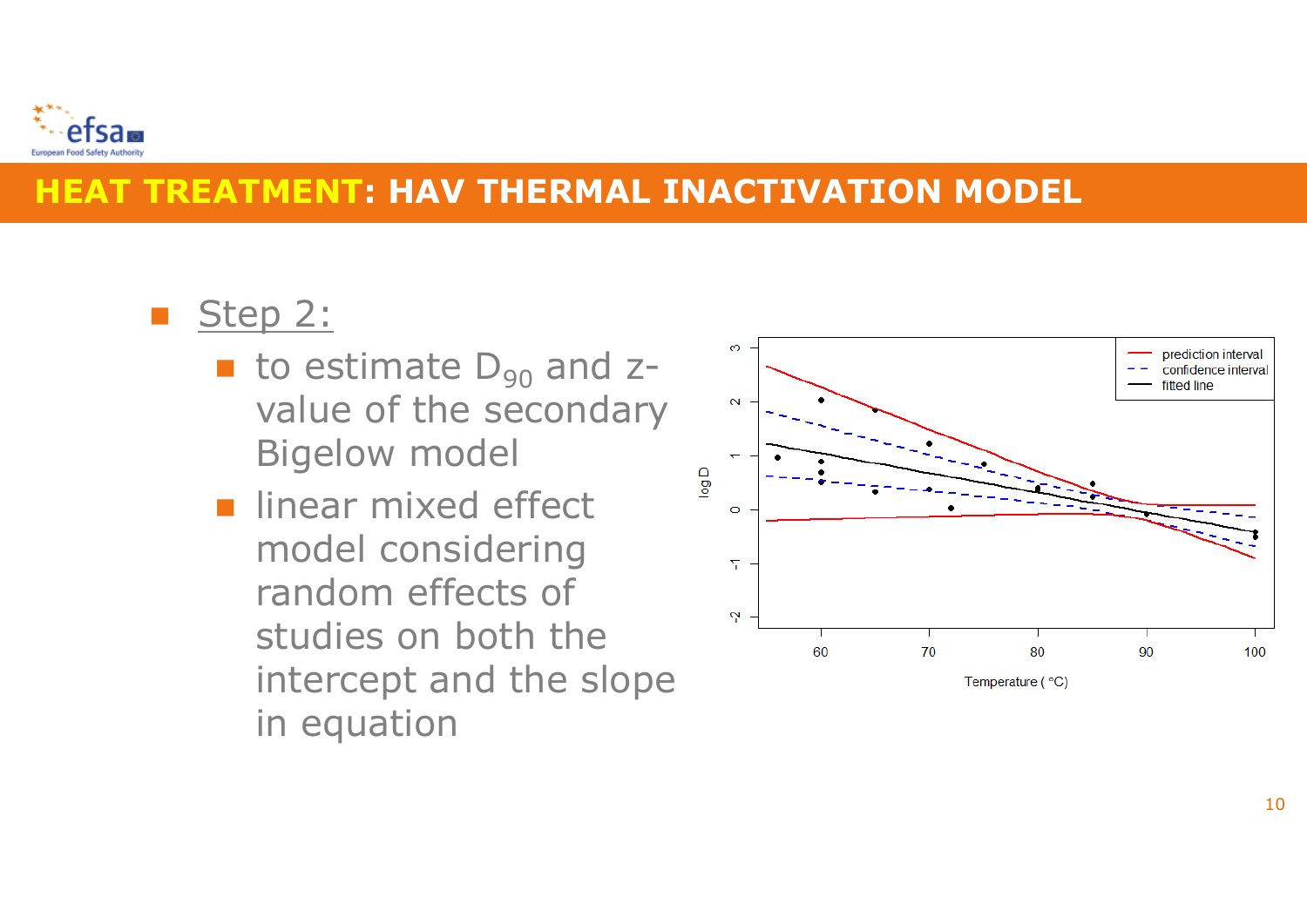# HEAT TREATMENT: HAV THERMAL INACTIVATION MODEL

- Step 2:
  - to estimate $D_{90}$ and z-value of the secondary Bigelow model
  - linear mixed effect model considering random effects of studies on both the intercept and the slope in equation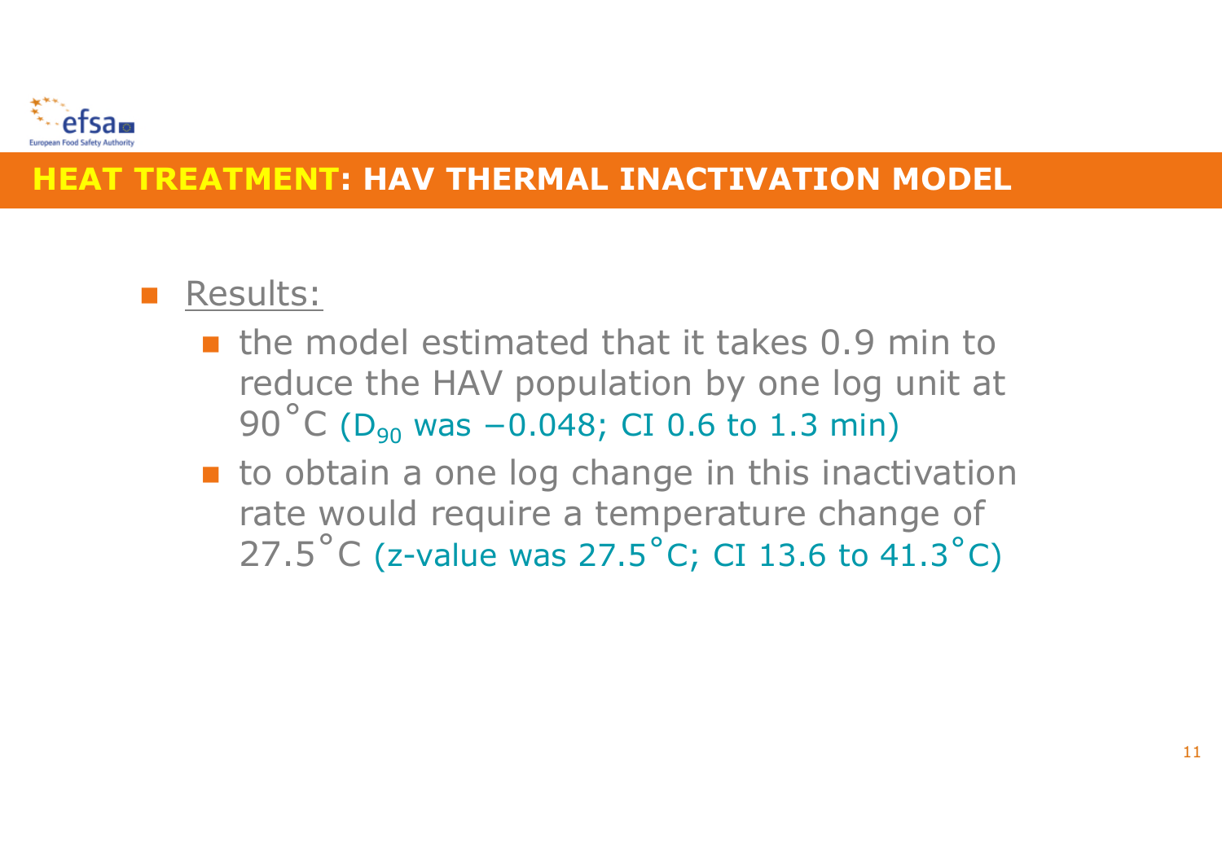## HEAT TREATMENT: HAV THERMAL INACTIVATION MODEL

- Results:
  - the model estimated that it takes 0.9 min to reduce the HAV population by one log unit at 90˚C ($D_{90}$ was −0.048; CI 0.6 to 1.3 min)
  - to obtain a one log change in this inactivation rate would require a temperature change of 27.5˚C (z-value was 27.5˚C; CI 13.6 to 41.3˚C)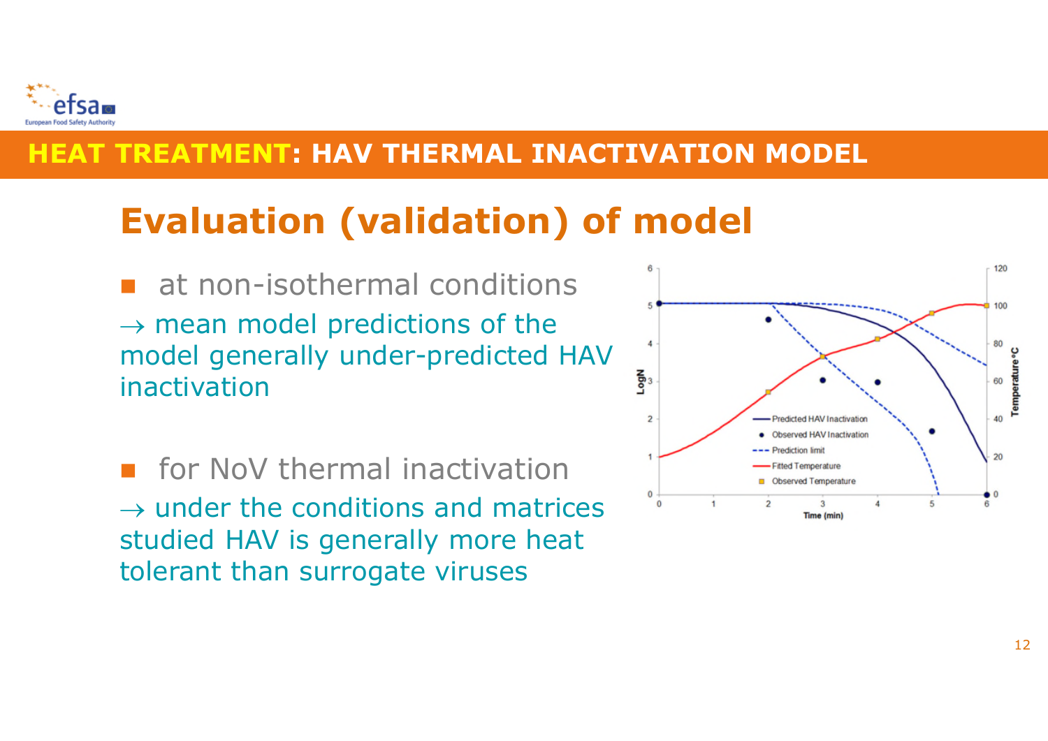## HEAT TREATMENT: HAV THERMAL INACTIVATION MODEL

# Evaluation (validation) of model

- at non-isothermal conditions

  → mean model predictions of the model generally under-predicted HAV inactivation

- for NoV thermal inactivation

  → under the conditions and matrices studied HAV is generally more heat tolerant than surrogate viruses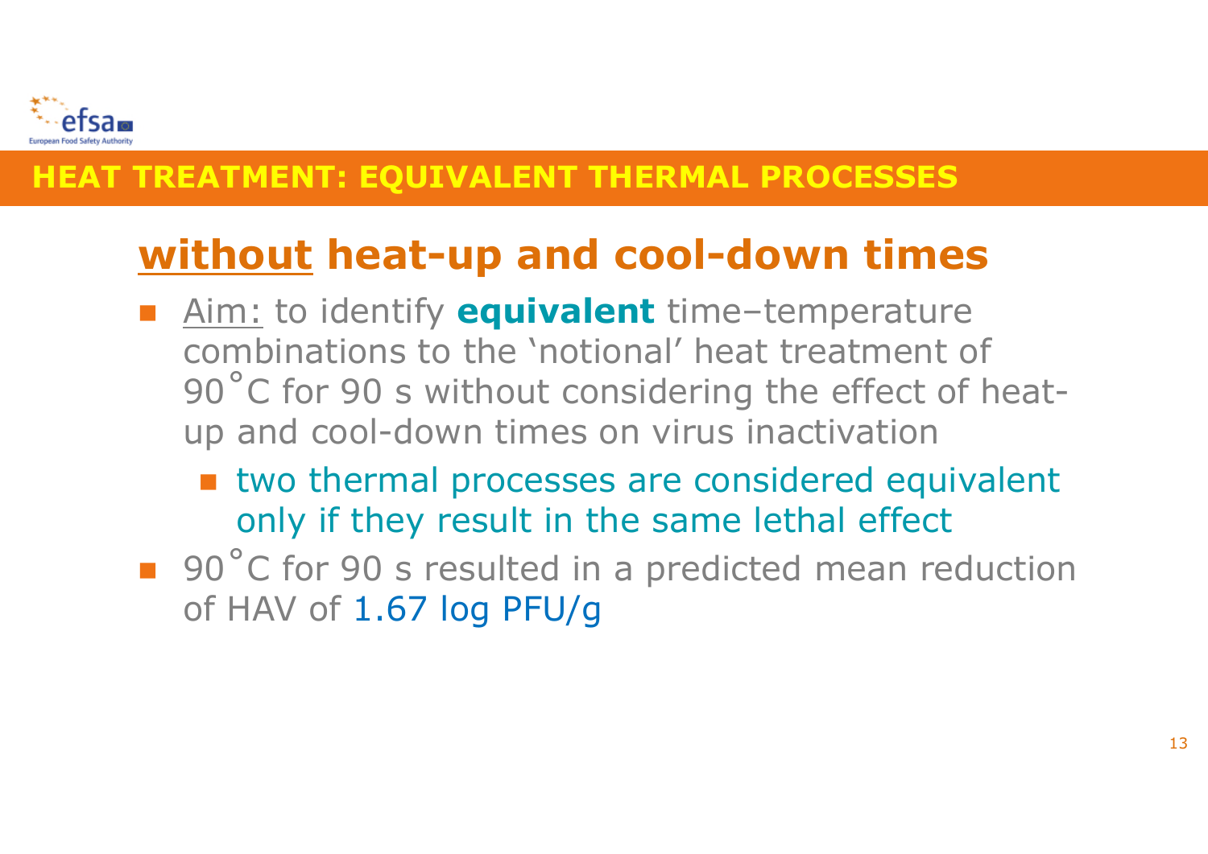# HEAT TREATMENT: EQUIVALENT THERMAL PROCESSES

## without heat-up and cool-down times

- Aim: to identify **equivalent** time–temperature combinations to the 'notional' heat treatment of 90˚C for 90 s without considering the effect of heat-up and cool-down times on virus inactivation
  - two thermal processes are considered equivalent only if they result in the same lethal effect
- 90˚C for 90 s resulted in a predicted mean reduction of HAV of 1.67 log PFU/g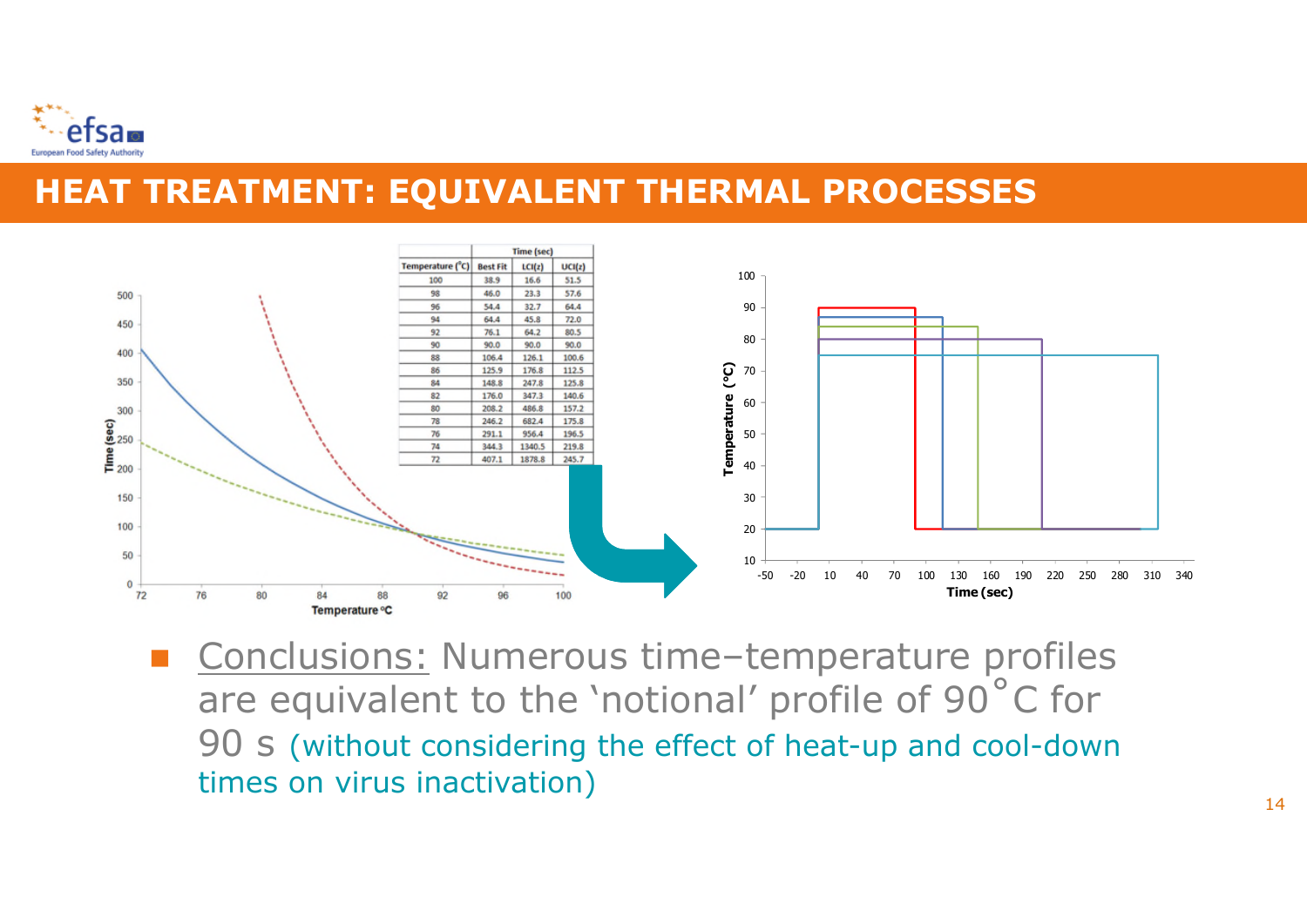## HEAT TREATMENT: EQUIVALENT THERMAL PROCESSES

| Temperature (°C) | Time (sec) | | |
|---|---|---|---|
| | Best Fit | LCI(z) | UCI(z) |
| 100 | 38.9 | 16.6 | 51.5 |
| 98 | 46.0 | 23.3 | 57.6 |
| 96 | 54.4 | 32.7 | 64.4 |
| 94 | 64.4 | 45.8 | 72.0 |
| 92 | 76.1 | 64.2 | 80.5 |
| 90 | 90.0 | 90.0 | 90.0 |
| 88 | 106.4 | 126.1 | 100.6 |
| 86 | 125.9 | 176.8 | 112.5 |
| 84 | 148.8 | 247.8 | 125.8 |
| 82 | 176.0 | 347.3 | 140.6 |
| 80 | 208.2 | 486.8 | 157.2 |
| 78 | 246.2 | 682.4 | 175.8 |
| 76 | 291.1 | 956.4 | 196.5 |
| 74 | 344.3 | 1340.5 | 219.8 |
| 72 | 407.1 | 1878.8 | 245.7 |

- Conclusions: Numerous time–temperature profiles are equivalent to the 'notional' profile of 90˚C for 90 s (without considering the effect of heat-up and cool-down times on virus inactivation)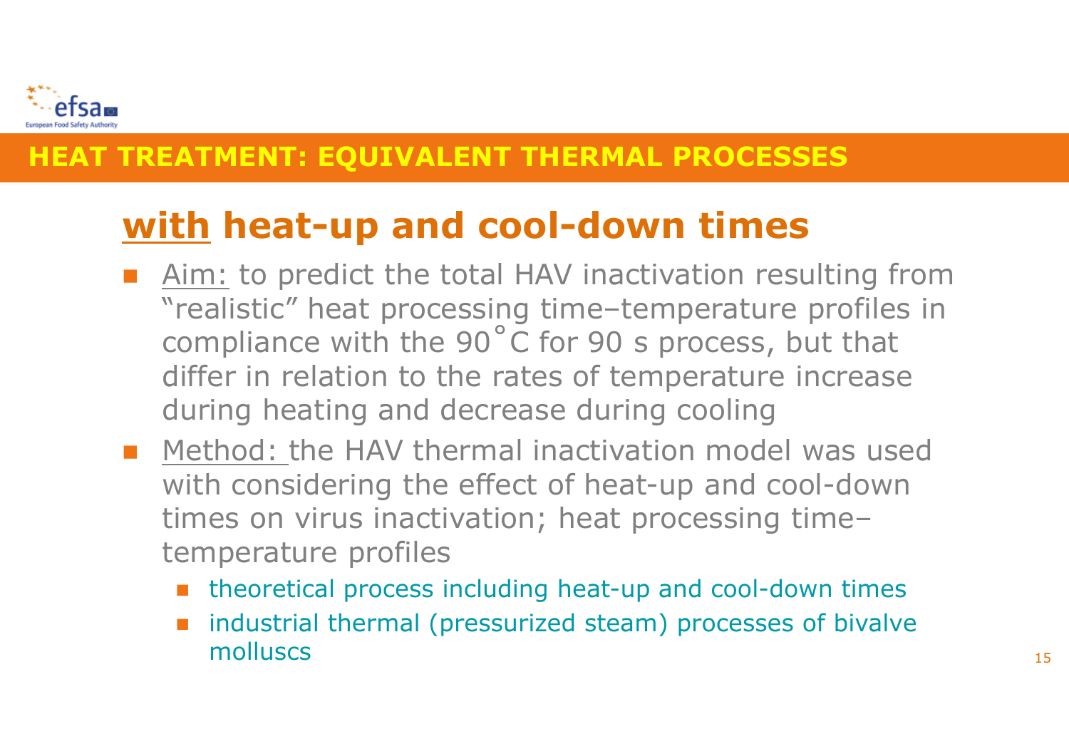# HEAT TREATMENT: EQUIVALENT THERMAL PROCESSES

## <u>with</u> heat-up and cool-down times

- Aim: to predict the total HAV inactivation resulting from "realistic" heat processing time–temperature profiles in compliance with the 90˚C for 90 s process, but that differ in relation to the rates of temperature increase during heating and decrease during cooling
- Method: the HAV thermal inactivation model was used with considering the effect of heat-up and cool-down times on virus inactivation; heat processing time–temperature profiles
  - theoretical process including heat-up and cool-down times
  - industrial thermal (pressurized steam) processes of bivalve molluscs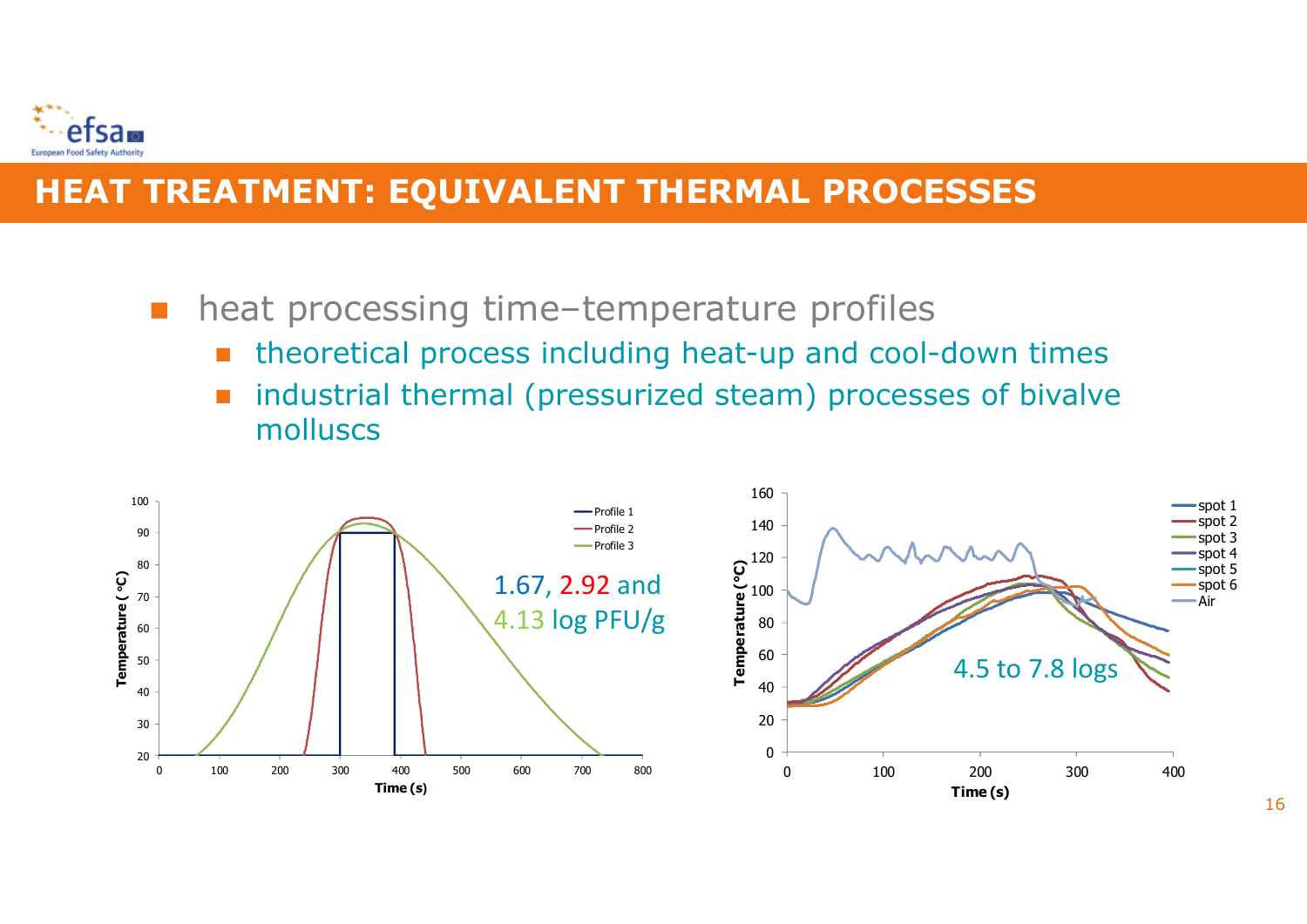# HEAT TREATMENT: EQUIVALENT THERMAL PROCESSES

- heat processing time–temperature profiles
  - theoretical process including heat-up and cool-down times
  - industrial thermal (pressurized steam) processes of bivalve molluscs

1.67, 2.92 and 4.13 log PFU/g

4.5 to 7.8 logs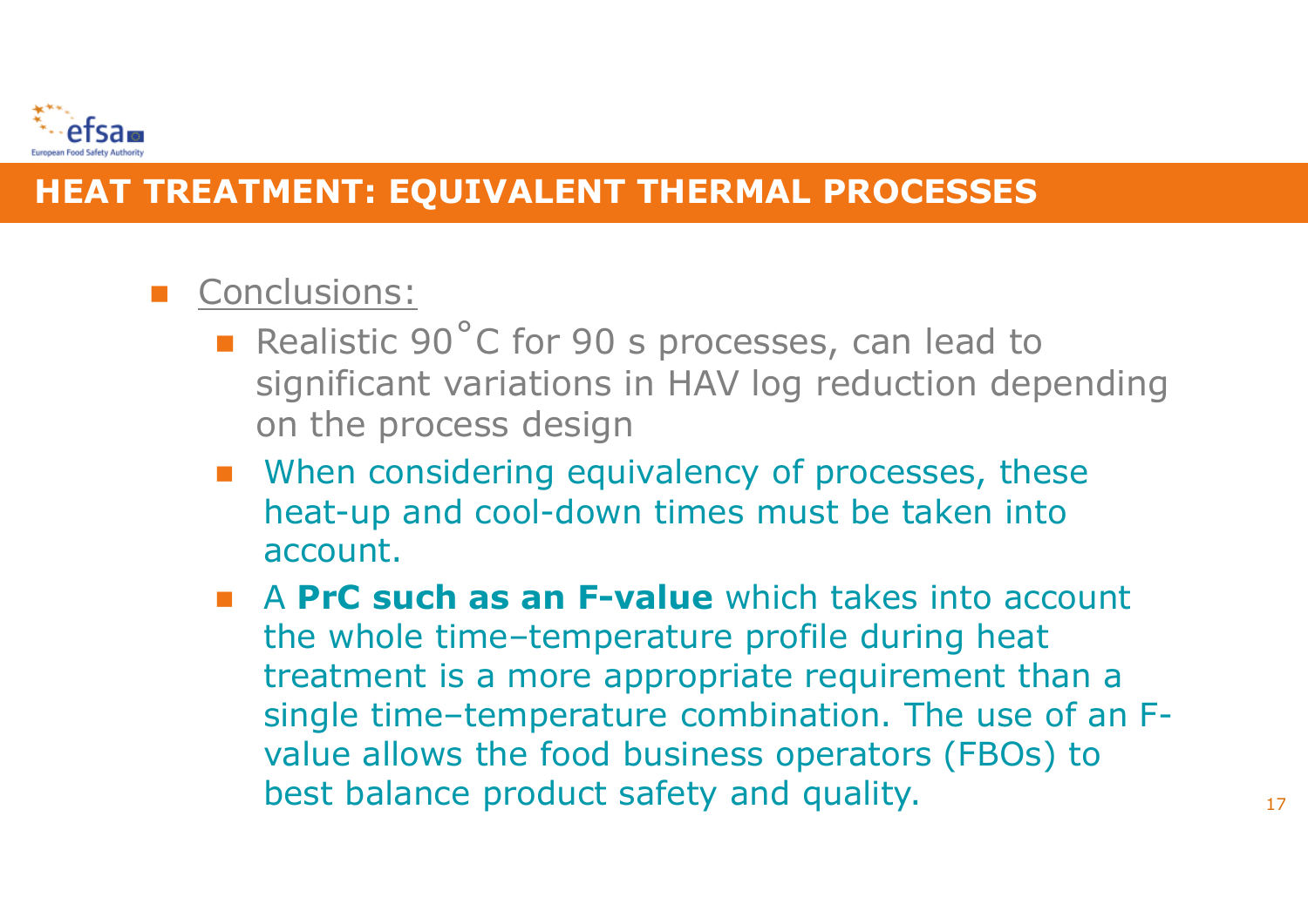# HEAT TREATMENT: EQUIVALENT THERMAL PROCESSES

- Conclusions:
  - Realistic 90˚C for 90 s processes, can lead to significant variations in HAV log reduction depending on the process design
  - When considering equivalency of processes, these heat-up and cool-down times must be taken into account.
  - A **PrC such as an F-value** which takes into account the whole time–temperature profile during heat treatment is a more appropriate requirement than a single time–temperature combination. The use of an F-value allows the food business operators (FBOs) to best balance product safety and quality.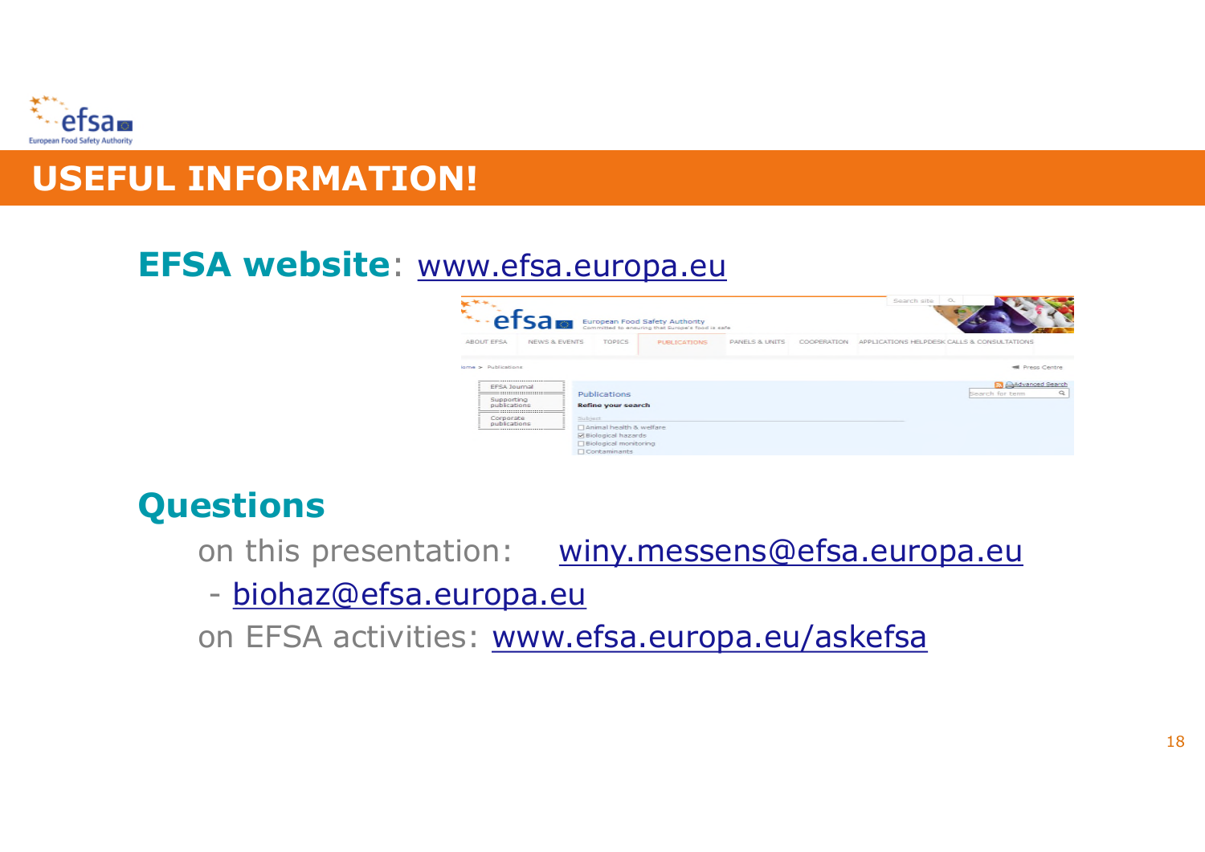# USEFUL INFORMATION!

**EFSA website**: www.efsa.europa.eu

## Questions

on this presentation: winy.messens@efsa.europa.eu

- biohaz@efsa.europa.eu

on EFSA activities: www.efsa.europa.eu/askefsa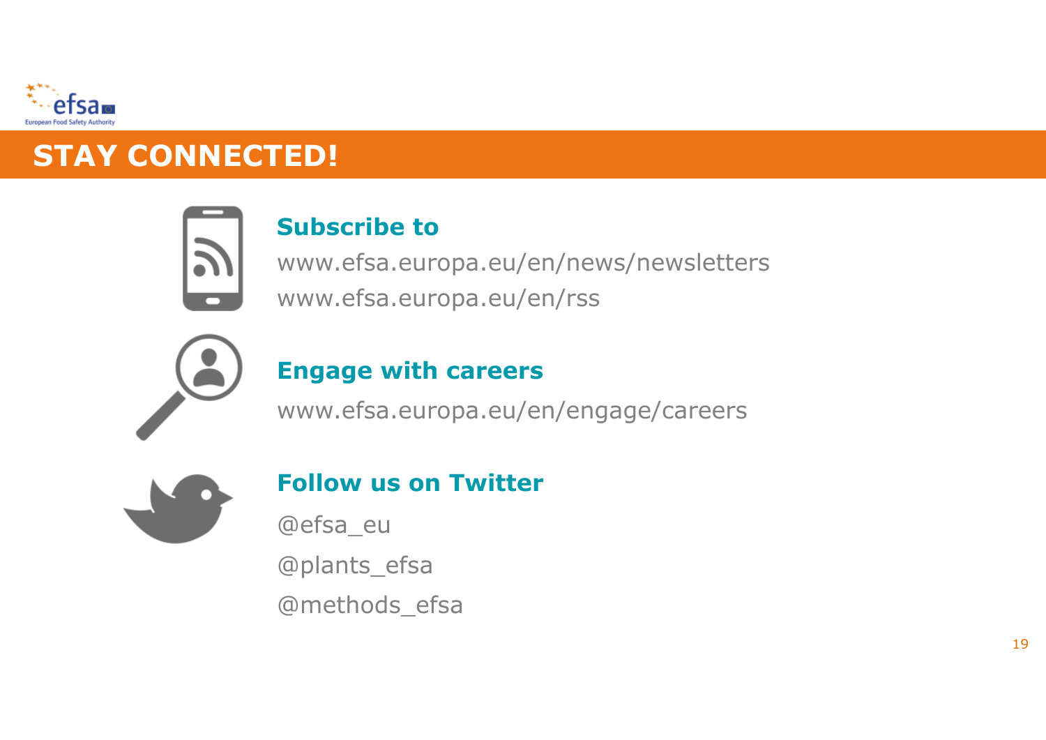# STAY CONNECTED!

### Subscribe to

www.efsa.europa.eu/en/news/newsletters

www.efsa.europa.eu/en/rss

### Engage with careers

www.efsa.europa.eu/en/engage/careers

### Follow us on Twitter

@efsa_eu

@plants_efsa

@methods_efsa